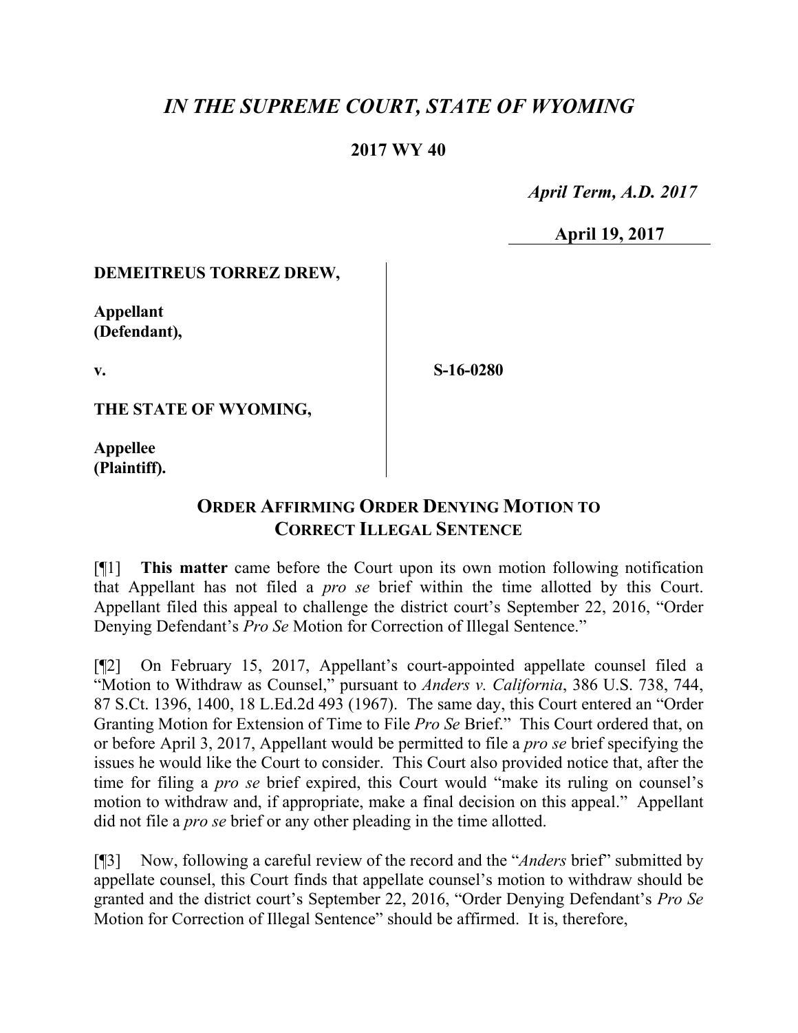# *IN THE SUPREME COURT, STATE OF WYOMING*

**2017 WY 40**

*April Term, A.D. 2017*

**April 19, 2017**

**DEMEITREUS TORREZ DREW,**

**Appellant (Defendant),**

**v.**

**S-16-0280**

**THE STATE OF WYOMING,**

**Appellee (Plaintiff).**

## ORDER AFFIRMING ORDER DENYING MOTION TO CORRECT ILLEGAL SENTENCE

[¶1] **This matter** came before the Court upon its own motion following notification that Appellant has not filed a *pro se* brief within the time allotted by this Court. Appellant filed this appeal to challenge the district court's September 22, 2016, "Order Denying Defendant's *Pro Se* Motion for Correction of Illegal Sentence."

[¶2] On February 15, 2017, Appellant's court-appointed appellate counsel filed a "Motion to Withdraw as Counsel," pursuant to *Anders v. California*, 386 U.S. 738, 744, 87 S.Ct. 1396, 1400, 18 L.Ed.2d 493 (1967). The same day, this Court entered an "Order Granting Motion for Extension of Time to File *Pro Se* Brief." This Court ordered that, on or before April 3, 2017, Appellant would be permitted to file a *pro se* brief specifying the issues he would like the Court to consider. This Court also provided notice that, after the time for filing a *pro se* brief expired, this Court would "make its ruling on counsel's motion to withdraw and, if appropriate, make a final decision on this appeal." Appellant did not file a *pro se* brief or any other pleading in the time allotted.

[¶3] Now, following a careful review of the record and the "*Anders* brief" submitted by appellate counsel, this Court finds that appellate counsel's motion to withdraw should be granted and the district court's September 22, 2016, "Order Denying Defendant's *Pro Se* Motion for Correction of Illegal Sentence" should be affirmed. It is, therefore,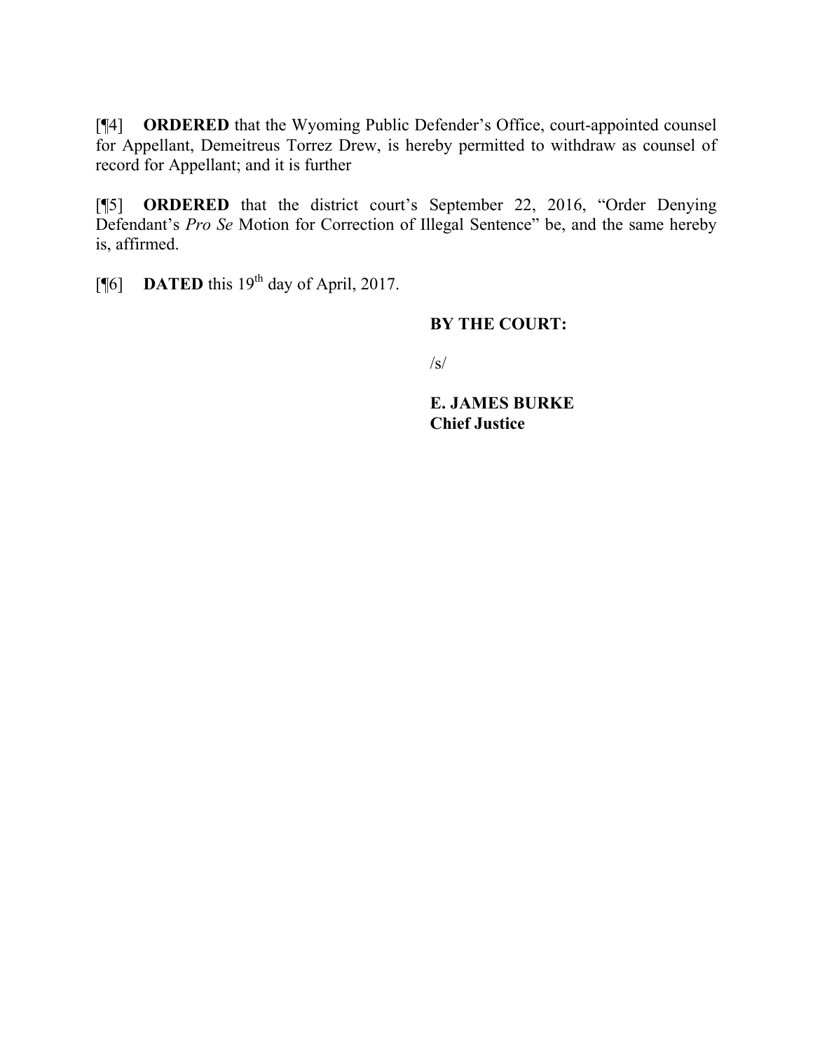[¶4] **ORDERED** that the Wyoming Public Defender's Office, court-appointed counsel for Appellant, Demeitreus Torrez Drew, is hereby permitted to withdraw as counsel of record for Appellant; and it is further

[¶5] **ORDERED** that the district court's September 22, 2016, "Order Denying Defendant's *Pro Se* Motion for Correction of Illegal Sentence" be, and the same hereby is, affirmed.

[¶6] **DATED** this 19th day of April, 2017.

**BY THE COURT:**

/s/

**E. JAMES BURKE**
**Chief Justice**